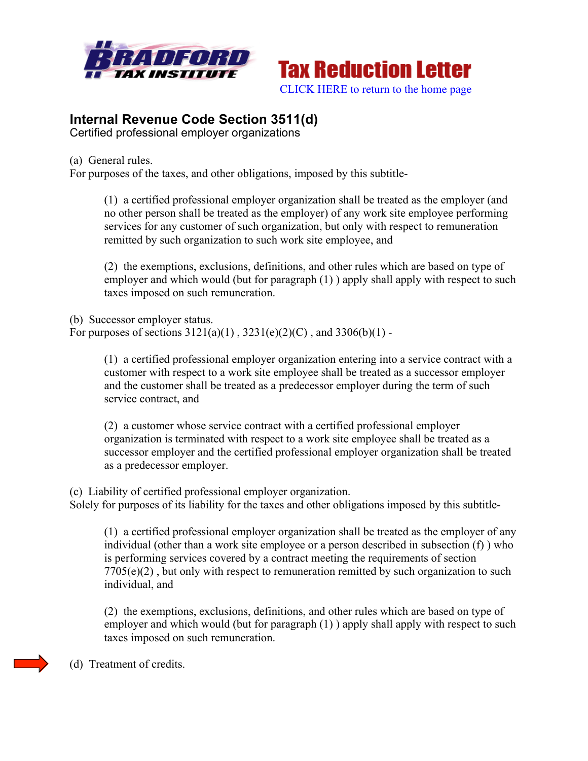**BRADFORD TAX INSTITUTE** — **Tax Reduction Letter**

CLICK HERE to return to the home page

## Internal Revenue Code Section 3511(d)

Certified professional employer organizations

(a) General rules.
For purposes of the taxes, and other obligations, imposed by this subtitle-

> (1) a certified professional employer organization shall be treated as the employer (and no other person shall be treated as the employer) of any work site employee performing services for any customer of such organization, but only with respect to remuneration remitted by such organization to such work site employee, and
>
> (2) the exemptions, exclusions, definitions, and other rules which are based on type of employer and which would (but for paragraph (1) ) apply shall apply with respect to such taxes imposed on such remuneration.

(b) Successor employer status.
For purposes of sections 3121(a)(1) , 3231(e)(2)(C) , and 3306(b)(1) -

> (1) a certified professional employer organization entering into a service contract with a customer with respect to a work site employee shall be treated as a successor employer and the customer shall be treated as a predecessor employer during the term of such service contract, and
>
> (2) a customer whose service contract with a certified professional employer organization is terminated with respect to a work site employee shall be treated as a successor employer and the certified professional employer organization shall be treated as a predecessor employer.

(c) Liability of certified professional employer organization.
Solely for purposes of its liability for the taxes and other obligations imposed by this subtitle-

> (1) a certified professional employer organization shall be treated as the employer of any individual (other than a work site employee or a person described in subsection (f) ) who is performing services covered by a contract meeting the requirements of section 7705(e)(2) , but only with respect to remuneration remitted by such organization to such individual, and
>
> (2) the exemptions, exclusions, definitions, and other rules which are based on type of employer and which would (but for paragraph (1) ) apply shall apply with respect to such taxes imposed on such remuneration.

(d) Treatment of credits.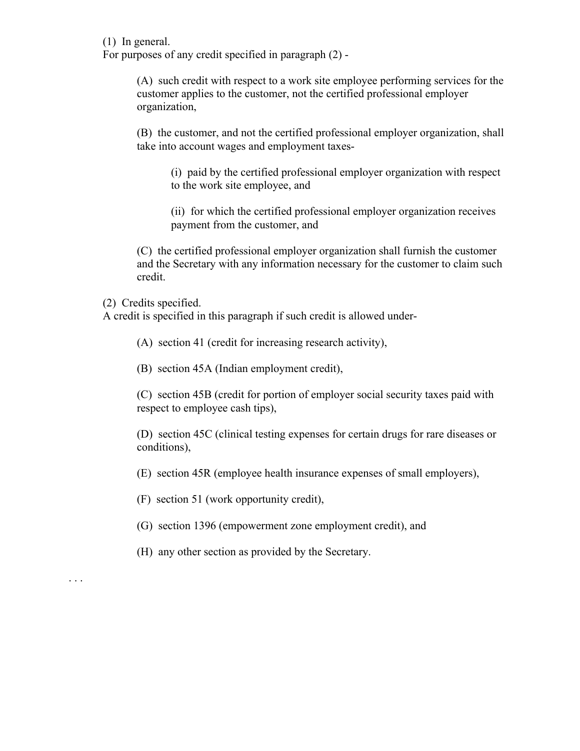(1) In general.
For purposes of any credit specified in paragraph (2) -

> (A) such credit with respect to a work site employee performing services for the customer applies to the customer, not the certified professional employer organization,
>
> (B) the customer, and not the certified professional employer organization, shall take into account wages and employment taxes-
>
> > (i) paid by the certified professional employer organization with respect to the work site employee, and
> >
> > (ii) for which the certified professional employer organization receives payment from the customer, and
>
> (C) the certified professional employer organization shall furnish the customer and the Secretary with any information necessary for the customer to claim such credit.

(2) Credits specified.
A credit is specified in this paragraph if such credit is allowed under-

> (A) section 41 (credit for increasing research activity),
>
> (B) section 45A (Indian employment credit),
>
> (C) section 45B (credit for portion of employer social security taxes paid with respect to employee cash tips),
>
> (D) section 45C (clinical testing expenses for certain drugs for rare diseases or conditions),
>
> (E) section 45R (employee health insurance expenses of small employers),
>
> (F) section 51 (work opportunity credit),
>
> (G) section 1396 (empowerment zone employment credit), and
>
> (H) any other section as provided by the Secretary.

. . .